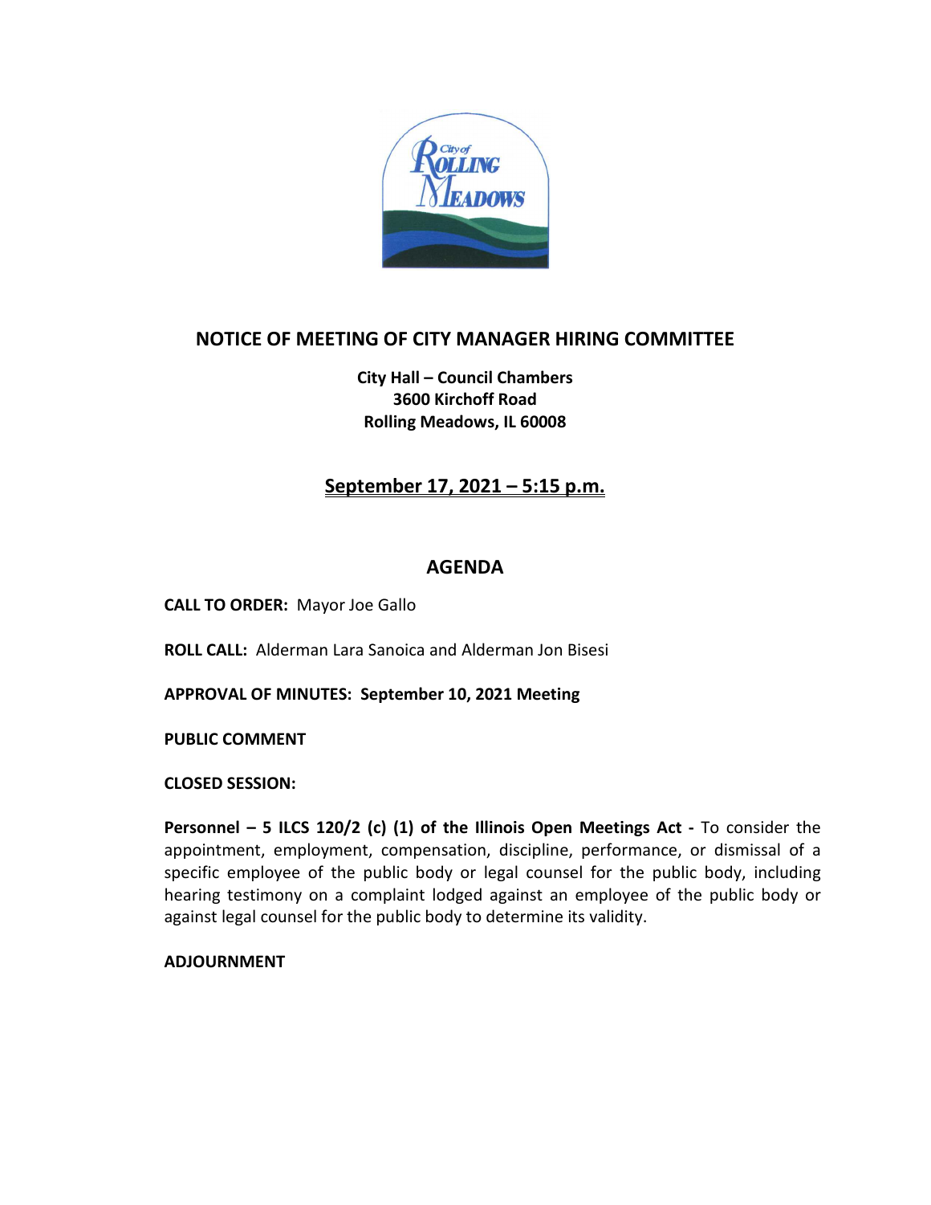# NOTICE OF MEETING OF CITY MANAGER HIRING COMMITTEE

**City Hall – Council Chambers**
**3600 Kirchoff Road**
**Rolling Meadows, IL 60008**

## <u>September 17, 2021 – 5:15 p.m.</u>

## AGENDA

**CALL TO ORDER:** Mayor Joe Gallo

**ROLL CALL:** Alderman Lara Sanoica and Alderman Jon Bisesi

**APPROVAL OF MINUTES: September 10, 2021 Meeting**

**PUBLIC COMMENT**

**CLOSED SESSION:**

**Personnel – 5 ILCS 120/2 (c) (1) of the Illinois Open Meetings Act -** To consider the appointment, employment, compensation, discipline, performance, or dismissal of a specific employee of the public body or legal counsel for the public body, including hearing testimony on a complaint lodged against an employee of the public body or against legal counsel for the public body to determine its validity.

**ADJOURNMENT**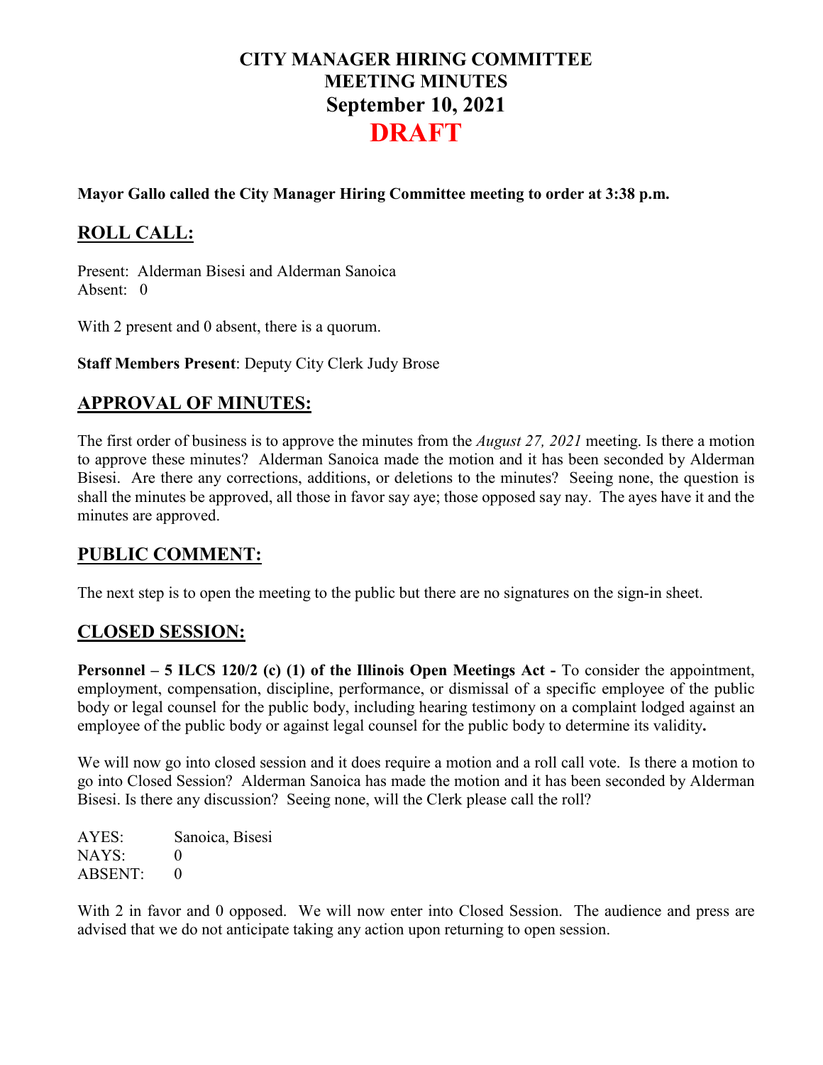# CITY MANAGER HIRING COMMITTEE
# MEETING MINUTES
# September 10, 2021
# DRAFT

**Mayor Gallo called the City Manager Hiring Committee meeting to order at 3:38 p.m.**

## ROLL CALL:

Present: Alderman Bisesi and Alderman Sanoica
Absent: 0

With 2 present and 0 absent, there is a quorum.

**Staff Members Present**: Deputy City Clerk Judy Brose

## APPROVAL OF MINUTES:

The first order of business is to approve the minutes from the *August 27, 2021* meeting. Is there a motion to approve these minutes? Alderman Sanoica made the motion and it has been seconded by Alderman Bisesi. Are there any corrections, additions, or deletions to the minutes? Seeing none, the question is shall the minutes be approved, all those in favor say aye; those opposed say nay. The ayes have it and the minutes are approved.

## PUBLIC COMMENT:

The next step is to open the meeting to the public but there are no signatures on the sign-in sheet.

## CLOSED SESSION:

**Personnel – 5 ILCS 120/2 (c) (1) of the Illinois Open Meetings Act -** To consider the appointment, employment, compensation, discipline, performance, or dismissal of a specific employee of the public body or legal counsel for the public body, including hearing testimony on a complaint lodged against an employee of the public body or against legal counsel for the public body to determine its validity**.**

We will now go into closed session and it does require a motion and a roll call vote. Is there a motion to go into Closed Session? Alderman Sanoica has made the motion and it has been seconded by Alderman Bisesi. Is there any discussion? Seeing none, will the Clerk please call the roll?

AYES: Sanoica, Bisesi
NAYS: 0
ABSENT: 0

With 2 in favor and 0 opposed. We will now enter into Closed Session. The audience and press are advised that we do not anticipate taking any action upon returning to open session.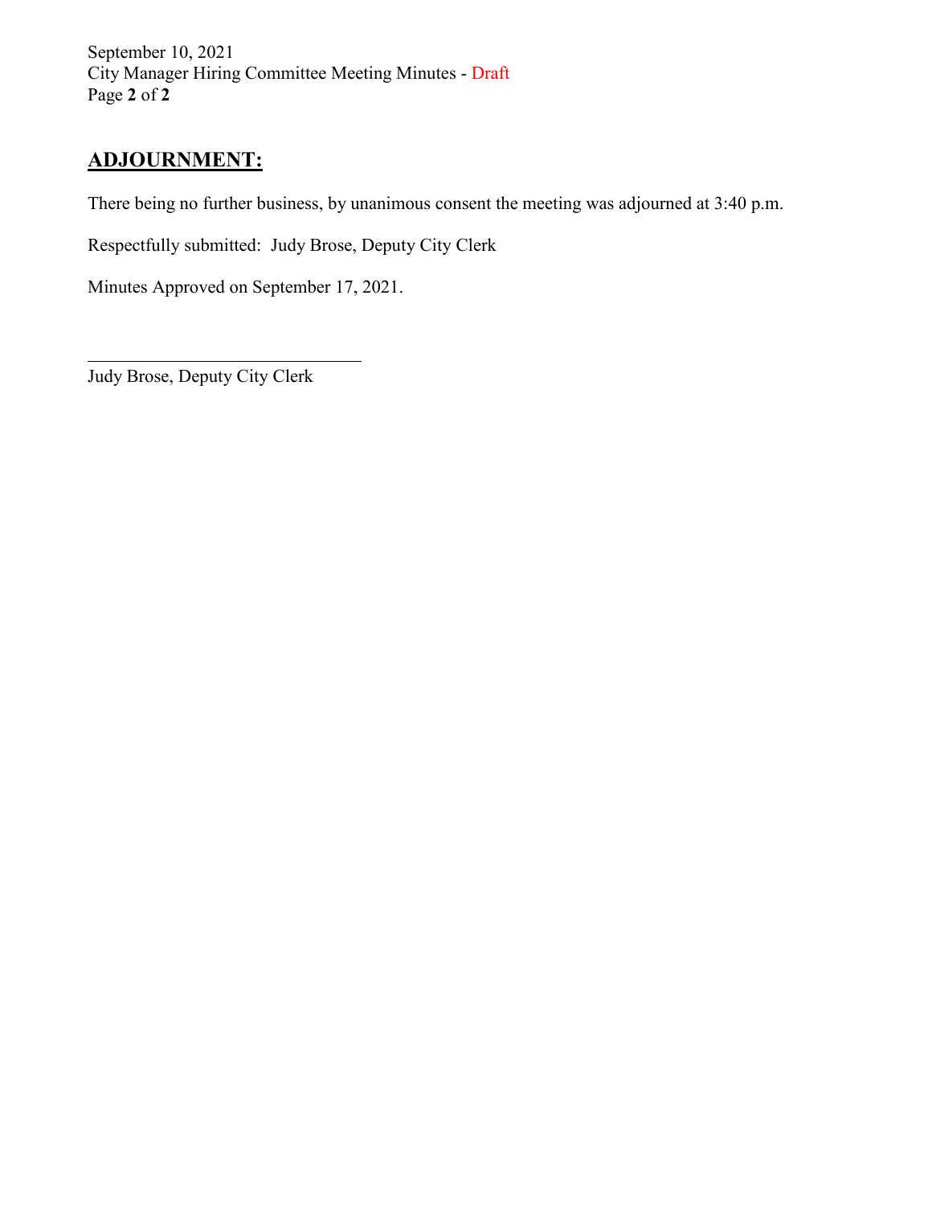## ADJOURNMENT:

There being no further business, by unanimous consent the meeting was adjourned at 3:40 p.m.

Respectfully submitted: Judy Brose, Deputy City Clerk

Minutes Approved on September 17, 2021.

\_\_\_\_\_\_\_\_\_\_\_\_\_\_\_\_\_\_\_\_\_\_\_\_\_\_\_\_\_\_

Judy Brose, Deputy City Clerk